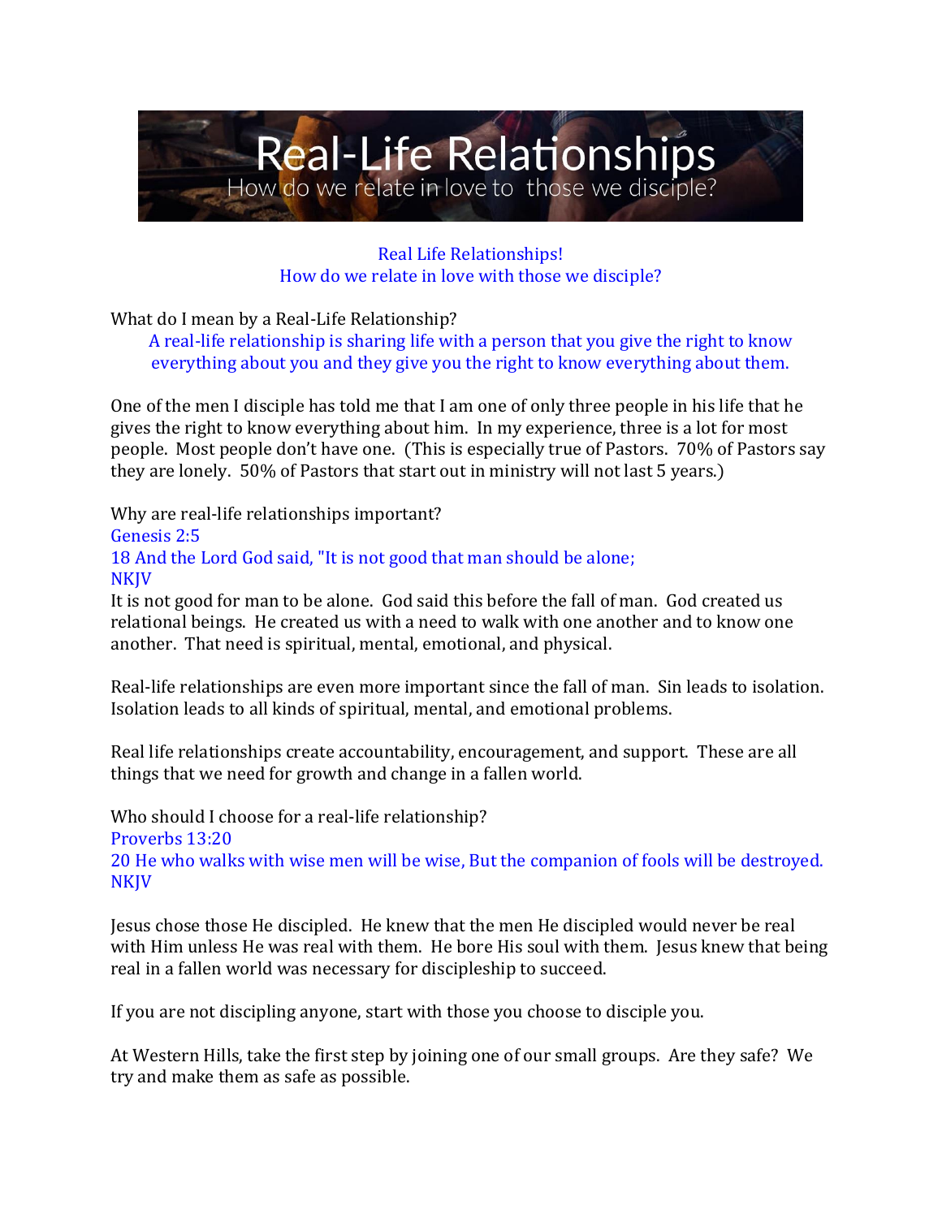# Real-Life Relationships

How do we relate in love to those we disciple?

Real Life Relationships!
How do we relate in love with those we disciple?

What do I mean by a Real-Life Relationship?

> A real-life relationship is sharing life with a person that you give the right to know everything about you and they give you the right to know everything about them.

One of the men I disciple has told me that I am one of only three people in his life that he gives the right to know everything about him. In my experience, three is a lot for most people. Most people don't have one. (This is especially true of Pastors. 70% of Pastors say they are lonely. 50% of Pastors that start out in ministry will not last 5 years.)

Why are real-life relationships important?

Genesis 2:5
18 And the Lord God said, "It is not good that man should be alone;
NKJV

It is not good for man to be alone. God said this before the fall of man. God created us relational beings. He created us with a need to walk with one another and to know one another. That need is spiritual, mental, emotional, and physical.

Real-life relationships are even more important since the fall of man. Sin leads to isolation. Isolation leads to all kinds of spiritual, mental, and emotional problems.

Real life relationships create accountability, encouragement, and support. These are all things that we need for growth and change in a fallen world.

Who should I choose for a real-life relationship?

Proverbs 13:20
20 He who walks with wise men will be wise, But the companion of fools will be destroyed.
NKJV

Jesus chose those He discipled. He knew that the men He discipled would never be real with Him unless He was real with them. He bore His soul with them. Jesus knew that being real in a fallen world was necessary for discipleship to succeed.

If you are not discipling anyone, start with those you choose to disciple you.

At Western Hills, take the first step by joining one of our small groups. Are they safe? We try and make them as safe as possible.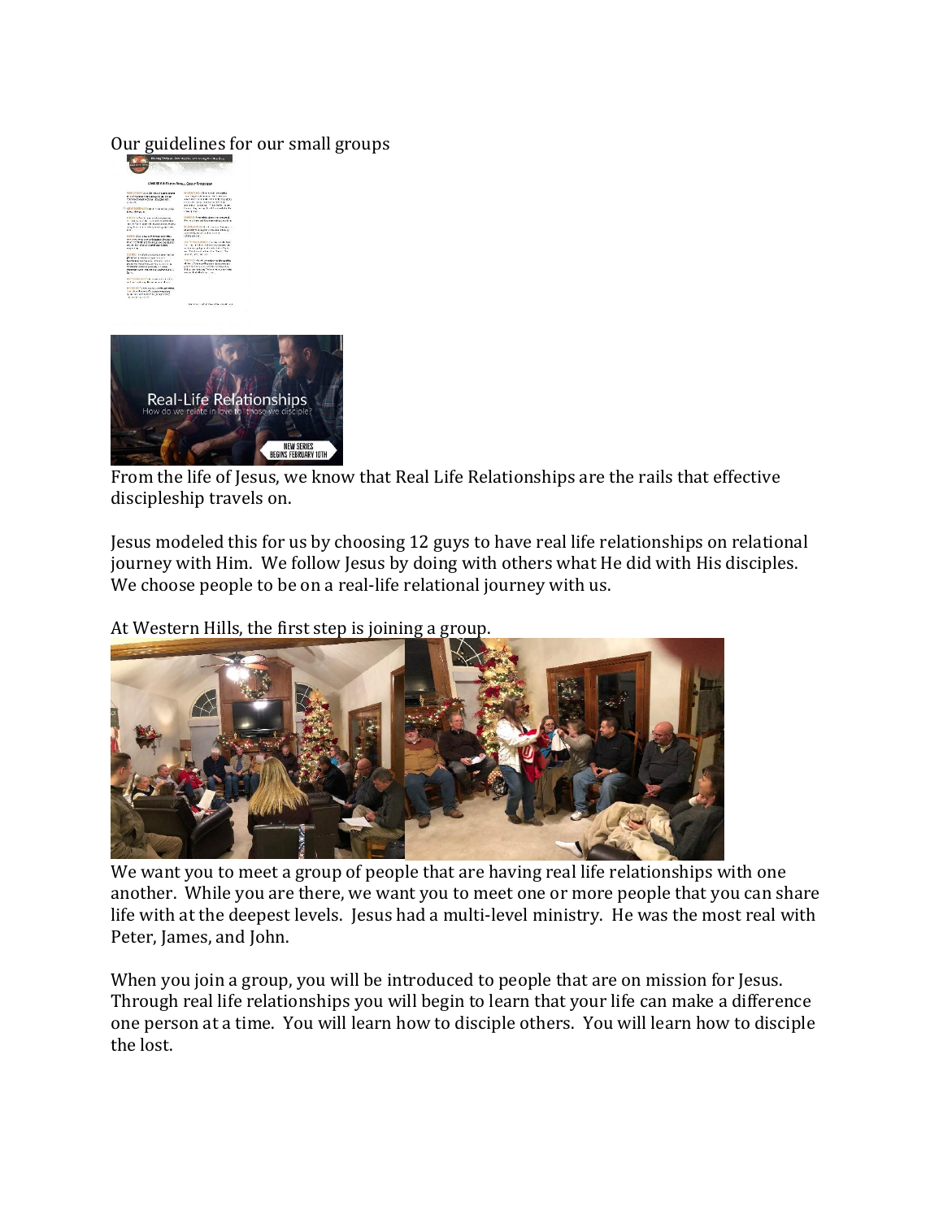Our guidelines for our small groups

From the life of Jesus, we know that Real Life Relationships are the rails that effective discipleship travels on.

Jesus modeled this for us by choosing 12 guys to have real life relationships on relational journey with Him. We follow Jesus by doing with others what He did with His disciples. We choose people to be on a real-life relational journey with us.

At Western Hills, the first step is joining a group.

We want you to meet a group of people that are having real life relationships with one another. While you are there, we want you to meet one or more people that you can share life with at the deepest levels. Jesus had a multi-level ministry. He was the most real with Peter, James, and John.

When you join a group, you will be introduced to people that are on mission for Jesus. Through real life relationships you will begin to learn that your life can make a difference one person at a time. You will learn how to disciple others. You will learn how to disciple the lost.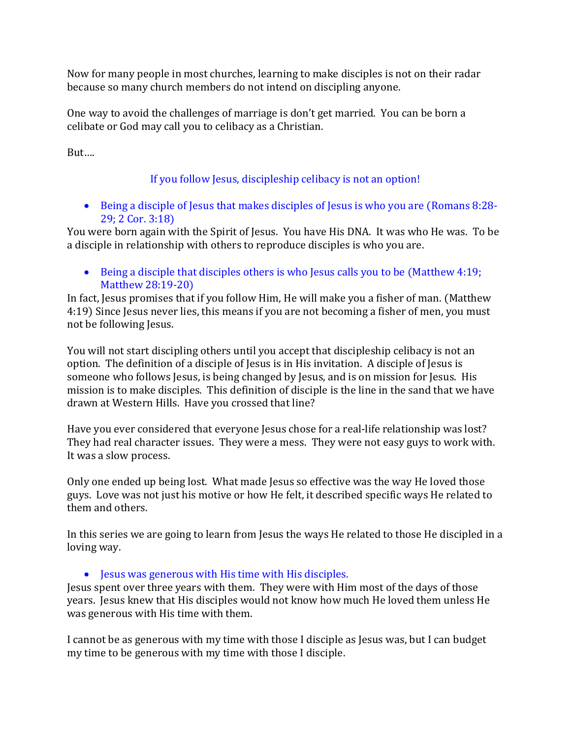Now for many people in most churches, learning to make disciples is not on their radar because so many church members do not intend on discipling anyone.

One way to avoid the challenges of marriage is don't get married. You can be born a celibate or God may call you to celibacy as a Christian.

But….

**If you follow Jesus, discipleship celibacy is not an option!**

- Being a disciple of Jesus that makes disciples of Jesus is who you are (Romans 8:28-29; 2 Cor. 3:18)

You were born again with the Spirit of Jesus. You have His DNA. It was who He was. To be a disciple in relationship with others to reproduce disciples is who you are.

- Being a disciple that disciples others is who Jesus calls you to be (Matthew 4:19; Matthew 28:19-20)

In fact, Jesus promises that if you follow Him, He will make you a fisher of man. (Matthew 4:19) Since Jesus never lies, this means if you are not becoming a fisher of men, you must not be following Jesus.

You will not start discipling others until you accept that discipleship celibacy is not an option. The definition of a disciple of Jesus is in His invitation. A disciple of Jesus is someone who follows Jesus, is being changed by Jesus, and is on mission for Jesus. His mission is to make disciples. This definition of disciple is the line in the sand that we have drawn at Western Hills. Have you crossed that line?

Have you ever considered that everyone Jesus chose for a real-life relationship was lost? They had real character issues. They were a mess. They were not easy guys to work with. It was a slow process.

Only one ended up being lost. What made Jesus so effective was the way He loved those guys. Love was not just his motive or how He felt, it described specific ways He related to them and others.

In this series we are going to learn from Jesus the ways He related to those He discipled in a loving way.

- Jesus was generous with His time with His disciples.

Jesus spent over three years with them. They were with Him most of the days of those years. Jesus knew that His disciples would not know how much He loved them unless He was generous with His time with them.

I cannot be as generous with my time with those I disciple as Jesus was, but I can budget my time to be generous with my time with those I disciple.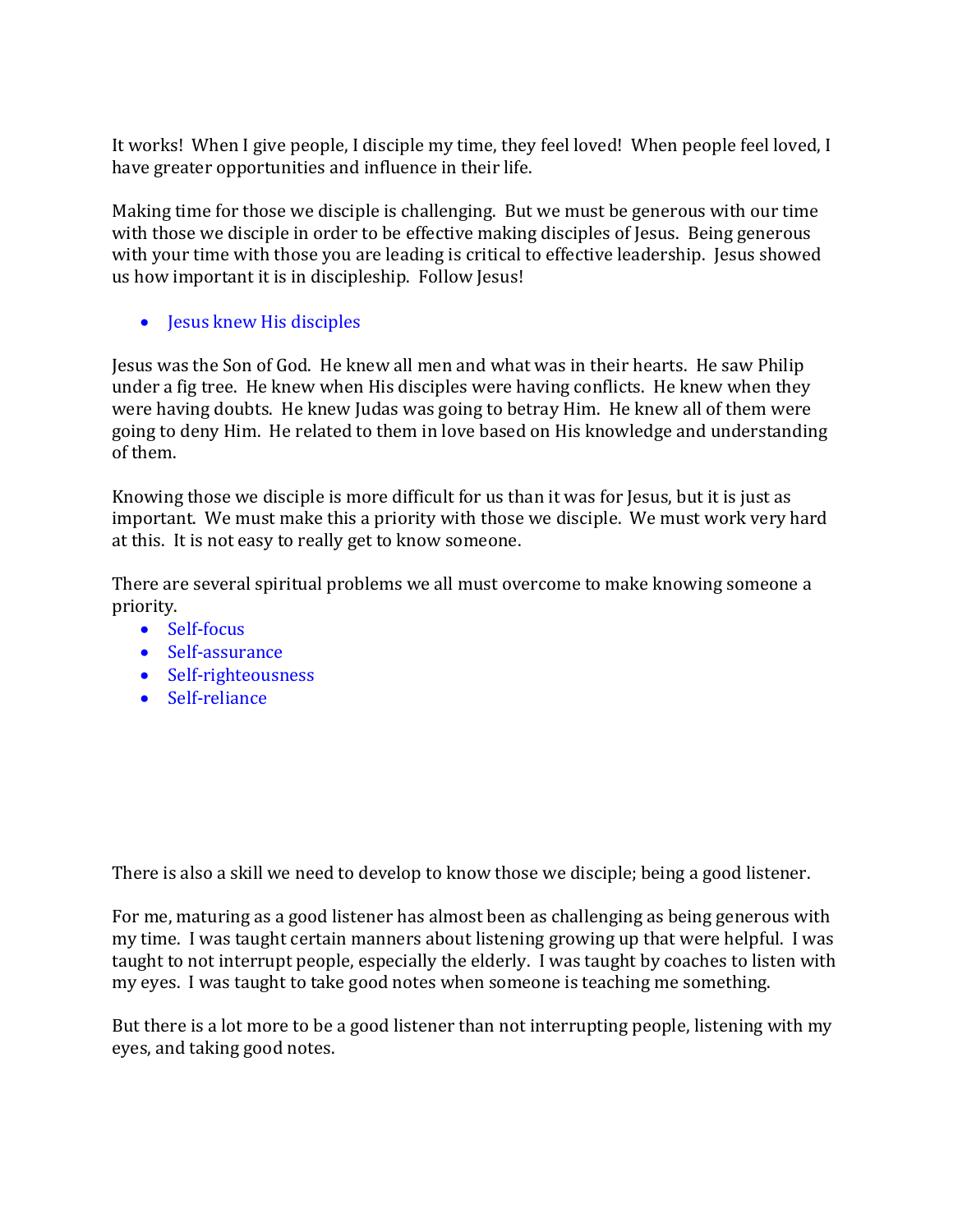It works! When I give people, I disciple my time, they feel loved! When people feel loved, I have greater opportunities and influence in their life.

Making time for those we disciple is challenging. But we must be generous with our time with those we disciple in order to be effective making disciples of Jesus. Being generous with your time with those you are leading is critical to effective leadership. Jesus showed us how important it is in discipleship. Follow Jesus!

- Jesus knew His disciples

Jesus was the Son of God. He knew all men and what was in their hearts. He saw Philip under a fig tree. He knew when His disciples were having conflicts. He knew when they were having doubts. He knew Judas was going to betray Him. He knew all of them were going to deny Him. He related to them in love based on His knowledge and understanding of them.

Knowing those we disciple is more difficult for us than it was for Jesus, but it is just as important. We must make this a priority with those we disciple. We must work very hard at this. It is not easy to really get to know someone.

There are several spiritual problems we all must overcome to make knowing someone a priority.

- Self-focus
- Self-assurance
- Self-righteousness
- Self-reliance

There is also a skill we need to develop to know those we disciple; being a good listener.

For me, maturing as a good listener has almost been as challenging as being generous with my time. I was taught certain manners about listening growing up that were helpful. I was taught to not interrupt people, especially the elderly. I was taught by coaches to listen with my eyes. I was taught to take good notes when someone is teaching me something.

But there is a lot more to be a good listener than not interrupting people, listening with my eyes, and taking good notes.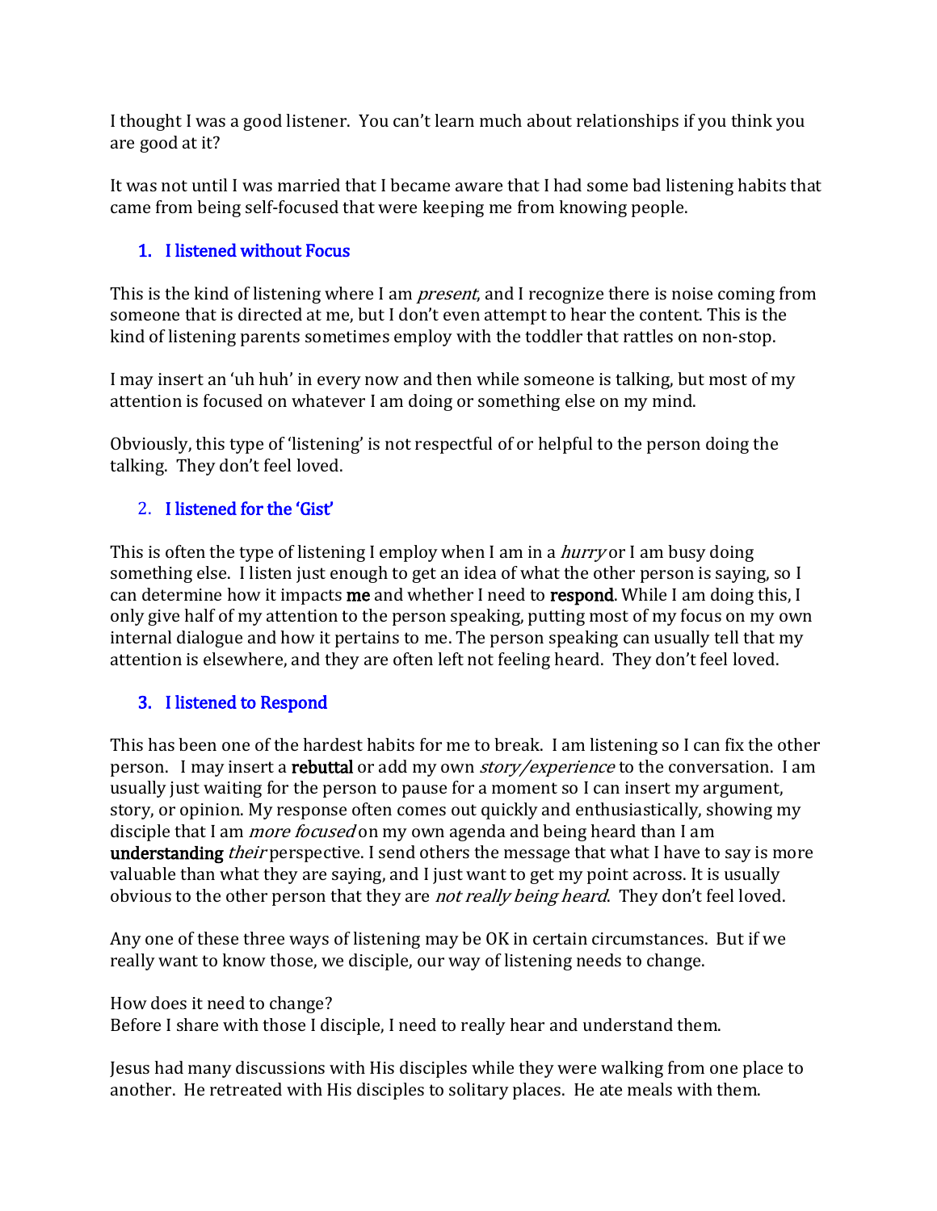I thought I was a good listener. You can't learn much about relationships if you think you are good at it?

It was not until I was married that I became aware that I had some bad listening habits that came from being self-focused that were keeping me from knowing people.

1. **I listened without Focus**

This is the kind of listening where I am *present*, and I recognize there is noise coming from someone that is directed at me, but I don't even attempt to hear the content. This is the kind of listening parents sometimes employ with the toddler that rattles on non-stop.

I may insert an 'uh huh' in every now and then while someone is talking, but most of my attention is focused on whatever I am doing or something else on my mind.

Obviously, this type of 'listening' is not respectful of or helpful to the person doing the talking. They don't feel loved.

2. **I listened for the 'Gist'**

This is often the type of listening I employ when I am in a *hurry* or I am busy doing something else. I listen just enough to get an idea of what the other person is saying, so I can determine how it impacts **me** and whether I need to **respond**. While I am doing this, I only give half of my attention to the person speaking, putting most of my focus on my own internal dialogue and how it pertains to me. The person speaking can usually tell that my attention is elsewhere, and they are often left not feeling heard. They don't feel loved.

3. **I listened to Respond**

This has been one of the hardest habits for me to break. I am listening so I can fix the other person. I may insert a **rebuttal** or add my own *story/experience* to the conversation. I am usually just waiting for the person to pause for a moment so I can insert my argument, story, or opinion. My response often comes out quickly and enthusiastically, showing my disciple that I am *more focused* on my own agenda and being heard than I am **understanding** *their* perspective. I send others the message that what I have to say is more valuable than what they are saying, and I just want to get my point across. It is usually obvious to the other person that they are *not really being heard*. They don't feel loved.

Any one of these three ways of listening may be OK in certain circumstances. But if we really want to know those, we disciple, our way of listening needs to change.

How does it need to change?
Before I share with those I disciple, I need to really hear and understand them.

Jesus had many discussions with His disciples while they were walking from one place to another. He retreated with His disciples to solitary places. He ate meals with them.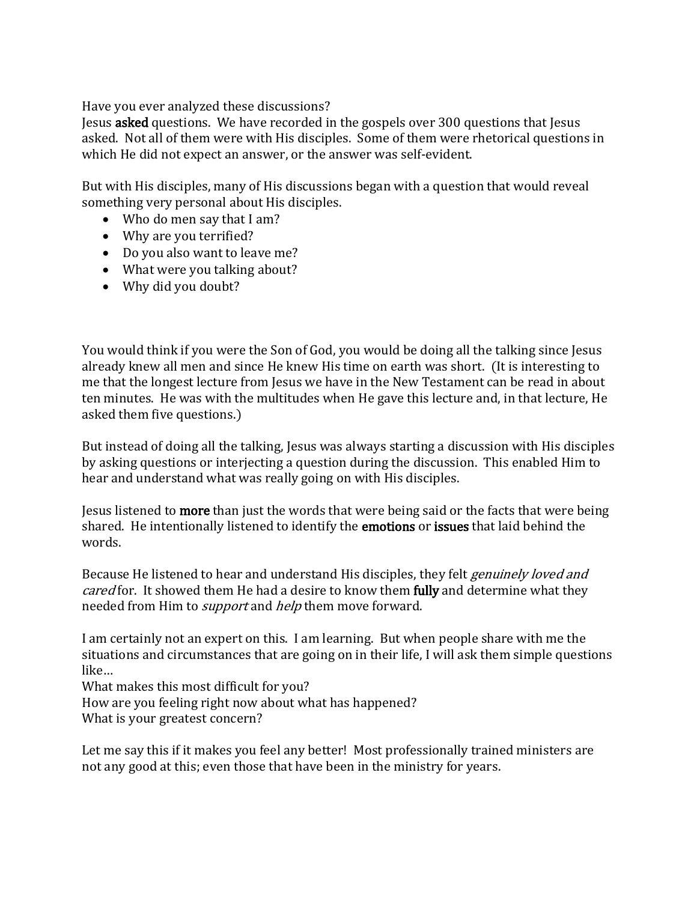Have you ever analyzed these discussions?
Jesus **asked** questions. We have recorded in the gospels over 300 questions that Jesus asked. Not all of them were with His disciples. Some of them were rhetorical questions in which He did not expect an answer, or the answer was self-evident.

But with His disciples, many of His discussions began with a question that would reveal something very personal about His disciples.

- Who do men say that I am?
- Why are you terrified?
- Do you also want to leave me?
- What were you talking about?
- Why did you doubt?

You would think if you were the Son of God, you would be doing all the talking since Jesus already knew all men and since He knew His time on earth was short. (It is interesting to me that the longest lecture from Jesus we have in the New Testament can be read in about ten minutes. He was with the multitudes when He gave this lecture and, in that lecture, He asked them five questions.)

But instead of doing all the talking, Jesus was always starting a discussion with His disciples by asking questions or interjecting a question during the discussion. This enabled Him to hear and understand what was really going on with His disciples.

Jesus listened to **more** than just the words that were being said or the facts that were being shared. He intentionally listened to identify the **emotions** or **issues** that laid behind the words.

Because He listened to hear and understand His disciples, they felt *genuinely loved and cared* for. It showed them He had a desire to know them **fully** and determine what they needed from Him to *support* and *help* them move forward.

I am certainly not an expert on this. I am learning. But when people share with me the situations and circumstances that are going on in their life, I will ask them simple questions like…
What makes this most difficult for you?
How are you feeling right now about what has happened?
What is your greatest concern?

Let me say this if it makes you feel any better! Most professionally trained ministers are not any good at this; even those that have been in the ministry for years.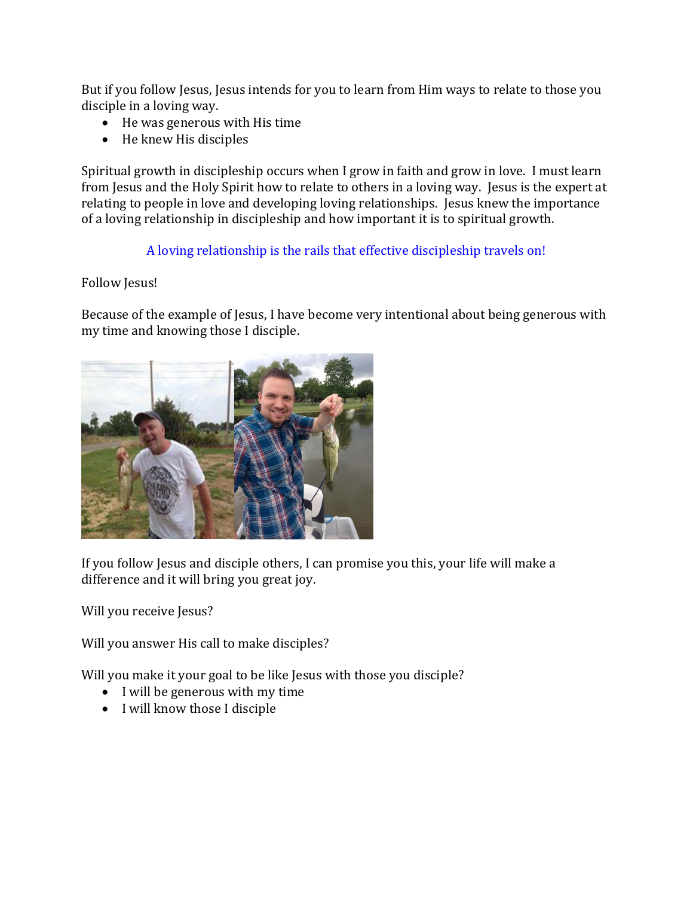But if you follow Jesus, Jesus intends for you to learn from Him ways to relate to those you disciple in a loving way.

- He was generous with His time
- He knew His disciples

Spiritual growth in discipleship occurs when I grow in faith and grow in love. I must learn from Jesus and the Holy Spirit how to relate to others in a loving way. Jesus is the expert at relating to people in love and developing loving relationships. Jesus knew the importance of a loving relationship in discipleship and how important it is to spiritual growth.

A loving relationship is the rails that effective discipleship travels on!

Follow Jesus!

Because of the example of Jesus, I have become very intentional about being generous with my time and knowing those I disciple.

If you follow Jesus and disciple others, I can promise you this, your life will make a difference and it will bring you great joy.

Will you receive Jesus?

Will you answer His call to make disciples?

Will you make it your goal to be like Jesus with those you disciple?

- I will be generous with my time
- I will know those I disciple